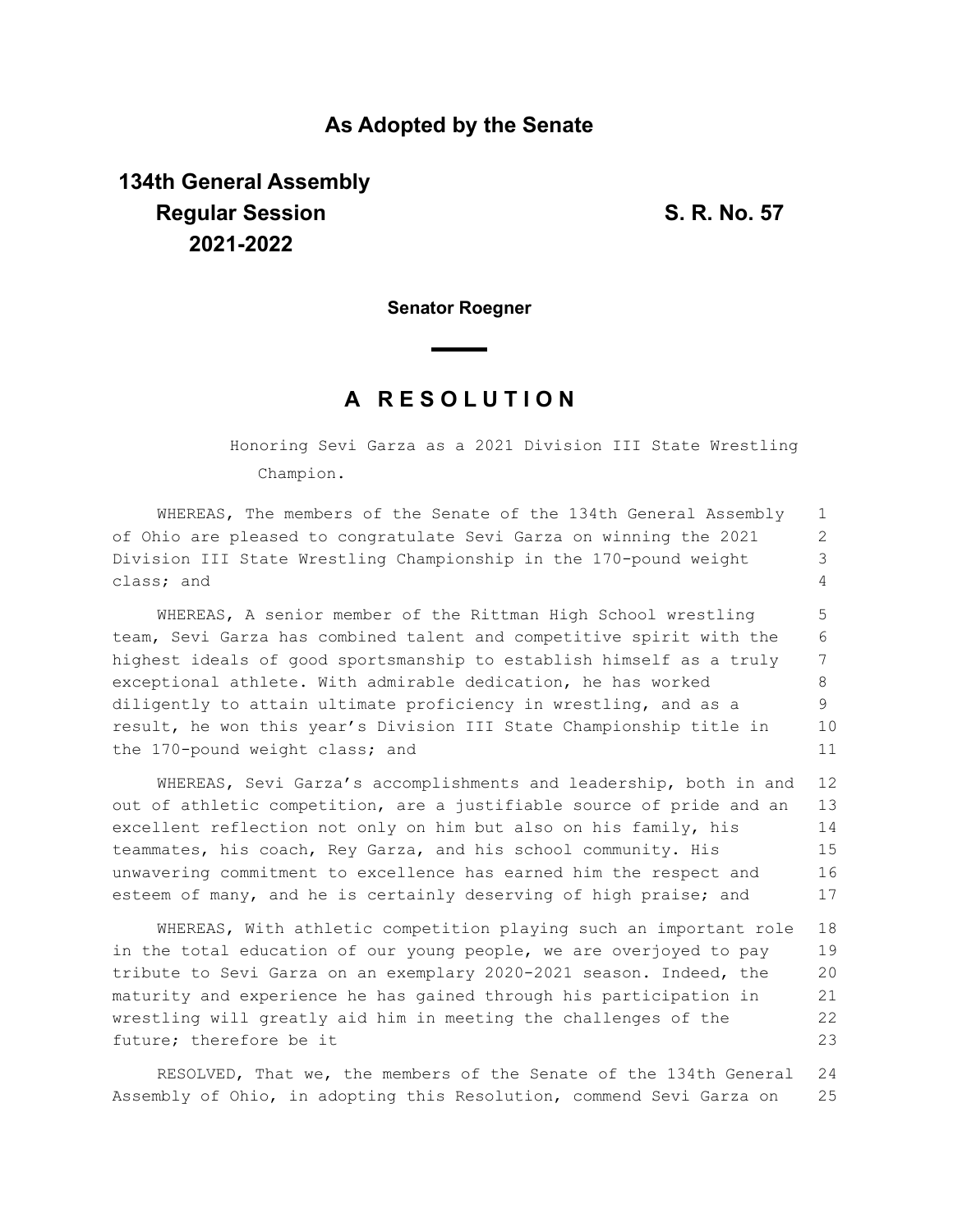**As Adopted by the Senate**

**134th General Assembly**
**Regular Session**
**2021-2022**

**S. R. No. 57**

**Senator Roegner**

# A R E S O L U T I O N

Honoring Sevi Garza as a 2021 Division III State Wrestling Champion.

WHEREAS, The members of the Senate of the 134th General Assembly of Ohio are pleased to congratulate Sevi Garza on winning the 2021 Division III State Wrestling Championship in the 170-pound weight class; and

WHEREAS, A senior member of the Rittman High School wrestling team, Sevi Garza has combined talent and competitive spirit with the highest ideals of good sportsmanship to establish himself as a truly exceptional athlete. With admirable dedication, he has worked diligently to attain ultimate proficiency in wrestling, and as a result, he won this year's Division III State Championship title in the 170-pound weight class; and

WHEREAS, Sevi Garza's accomplishments and leadership, both in and out of athletic competition, are a justifiable source of pride and an excellent reflection not only on him but also on his family, his teammates, his coach, Rey Garza, and his school community. His unwavering commitment to excellence has earned him the respect and esteem of many, and he is certainly deserving of high praise; and

WHEREAS, With athletic competition playing such an important role in the total education of our young people, we are overjoyed to pay tribute to Sevi Garza on an exemplary 2020-2021 season. Indeed, the maturity and experience he has gained through his participation in wrestling will greatly aid him in meeting the challenges of the future; therefore be it

RESOLVED, That we, the members of the Senate of the 134th General Assembly of Ohio, in adopting this Resolution, commend Sevi Garza on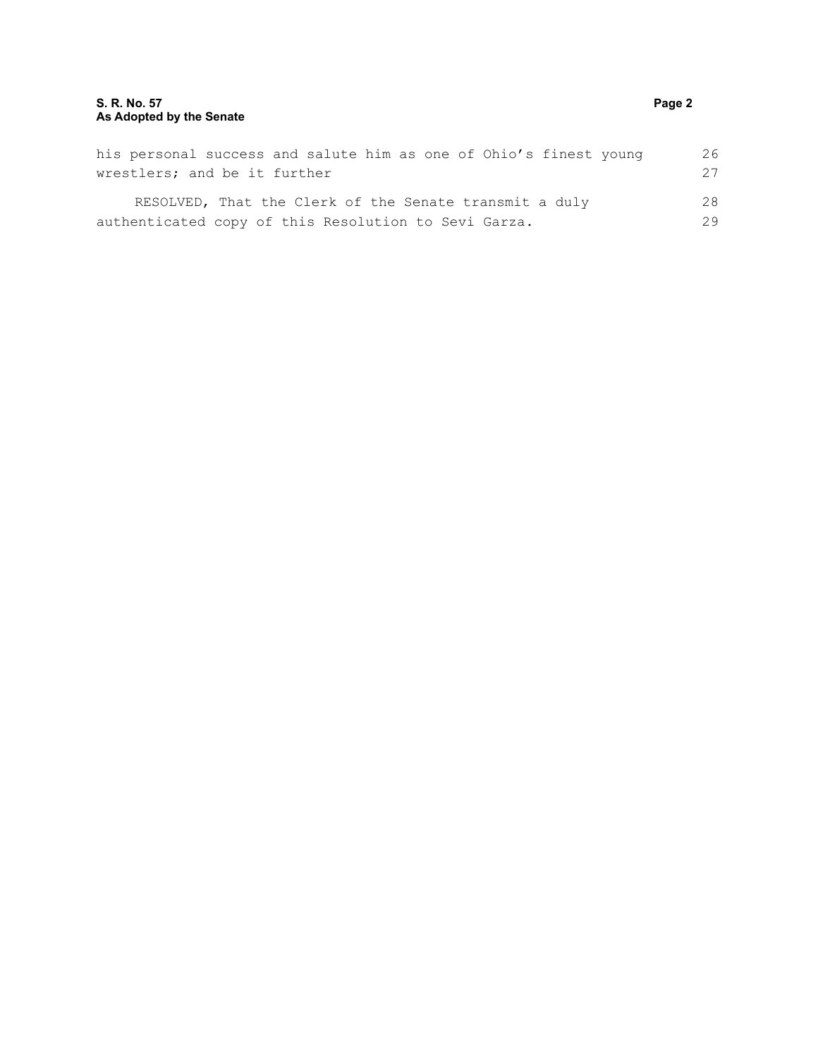his personal success and salute him as one of Ohio's finest young wrestlers; and be it further

RESOLVED, That the Clerk of the Senate transmit a duly authenticated copy of this Resolution to Sevi Garza.